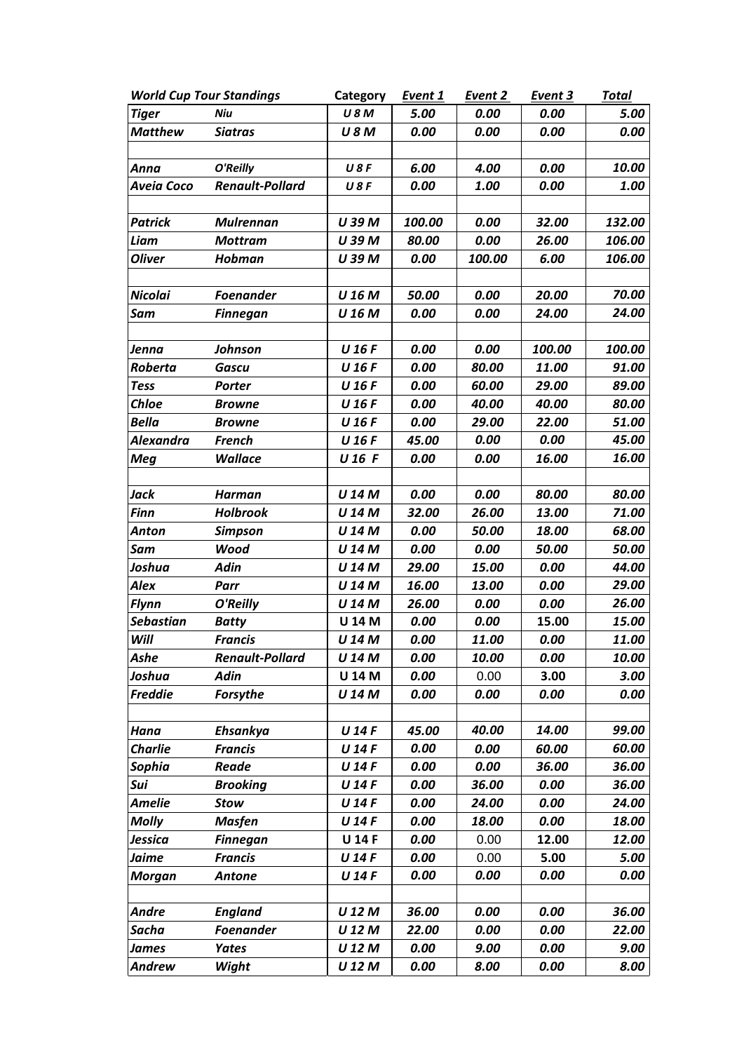| World Cup Tour Standings | | Category | Event 1 | Event 2 | Event 3 | Total |
|---|---|---|---|---|---|---|
| Tiger | Niu | U 8 M | 5.00 | 0.00 | 0.00 | 5.00 |
| Matthew | Siatras | U 8 M | 0.00 | 0.00 | 0.00 | 0.00 |
| | | | | | | |
| Anna | O'Reilly | U 8 F | 6.00 | 4.00 | 0.00 | 10.00 |
| Aveia Coco | Renault-Pollard | U 8 F | 0.00 | 1.00 | 0.00 | 1.00 |
| | | | | | | |
| Patrick | Mulrennan | U 39 M | 100.00 | 0.00 | 32.00 | 132.00 |
| Liam | Mottram | U 39 M | 80.00 | 0.00 | 26.00 | 106.00 |
| Oliver | Hobman | U 39 M | 0.00 | 100.00 | 6.00 | 106.00 |
| | | | | | | |
| Nicolai | Foenander | U 16 M | 50.00 | 0.00 | 20.00 | 70.00 |
| Sam | Finnegan | U 16 M | 0.00 | 0.00 | 24.00 | 24.00 |
| | | | | | | |
| Jenna | Johnson | U 16 F | 0.00 | 0.00 | 100.00 | 100.00 |
| Roberta | Gascu | U 16 F | 0.00 | 80.00 | 11.00 | 91.00 |
| Tess | Porter | U 16 F | 0.00 | 60.00 | 29.00 | 89.00 |
| Chloe | Browne | U 16 F | 0.00 | 40.00 | 40.00 | 80.00 |
| Bella | Browne | U 16 F | 0.00 | 29.00 | 22.00 | 51.00 |
| Alexandra | French | U 16 F | 45.00 | 0.00 | 0.00 | 45.00 |
| Meg | Wallace | U 16 F | 0.00 | 0.00 | 16.00 | 16.00 |
| | | | | | | |
| Jack | Harman | U 14 M | 0.00 | 0.00 | 80.00 | 80.00 |
| Finn | Holbrook | U 14 M | 32.00 | 26.00 | 13.00 | 71.00 |
| Anton | Simpson | U 14 M | 0.00 | 50.00 | 18.00 | 68.00 |
| Sam | Wood | U 14 M | 0.00 | 0.00 | 50.00 | 50.00 |
| Joshua | Adin | U 14 M | 29.00 | 15.00 | 0.00 | 44.00 |
| Alex | Parr | U 14 M | 16.00 | 13.00 | 0.00 | 29.00 |
| Flynn | O'Reilly | U 14 M | 26.00 | 0.00 | 0.00 | 26.00 |
| Sebastian | Batty | U 14 M | 0.00 | 0.00 | 15.00 | 15.00 |
| Will | Francis | U 14 M | 0.00 | 11.00 | 0.00 | 11.00 |
| Ashe | Renault-Pollard | U 14 M | 0.00 | 10.00 | 0.00 | 10.00 |
| Joshua | Adin | U 14 M | 0.00 | 0.00 | 3.00 | 3.00 |
| Freddie | Forsythe | U 14 M | 0.00 | 0.00 | 0.00 | 0.00 |
| | | | | | | |
| Hana | Ehsankya | U 14 F | 45.00 | 40.00 | 14.00 | 99.00 |
| Charlie | Francis | U 14 F | 0.00 | 0.00 | 60.00 | 60.00 |
| Sophia | Reade | U 14 F | 0.00 | 0.00 | 36.00 | 36.00 |
| Sui | Brooking | U 14 F | 0.00 | 36.00 | 0.00 | 36.00 |
| Amelie | Stow | U 14 F | 0.00 | 24.00 | 0.00 | 24.00 |
| Molly | Masfen | U 14 F | 0.00 | 18.00 | 0.00 | 18.00 |
| Jessica | Finnegan | U 14 F | 0.00 | 0.00 | 12.00 | 12.00 |
| Jaime | Francis | U 14 F | 0.00 | 0.00 | 5.00 | 5.00 |
| Morgan | Antone | U 14 F | 0.00 | 0.00 | 0.00 | 0.00 |
| | | | | | | |
| Andre | England | U 12 M | 36.00 | 0.00 | 0.00 | 36.00 |
| Sacha | Foenander | U 12 M | 22.00 | 0.00 | 0.00 | 22.00 |
| James | Yates | U 12 M | 0.00 | 9.00 | 0.00 | 9.00 |
| Andrew | Wight | U 12 M | 0.00 | 8.00 | 0.00 | 8.00 |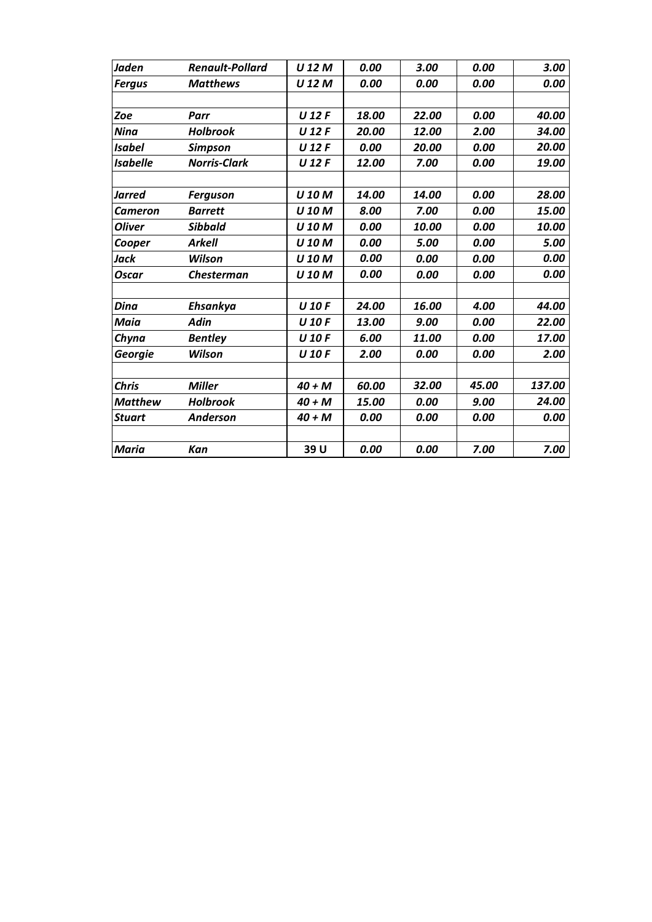| | | | | | | |
|---|---|---|---|---|---|---|
| ***Jaden*** | ***Renault-Pollard*** | ***U 12 M*** | ***0.00*** | ***3.00*** | ***0.00*** | ***3.00*** |
| ***Fergus*** | ***Matthews*** | ***U 12 M*** | ***0.00*** | ***0.00*** | ***0.00*** | ***0.00*** |
| | | | | | | |
| ***Zoe*** | ***Parr*** | ***U 12 F*** | ***18.00*** | ***22.00*** | ***0.00*** | ***40.00*** |
| ***Nina*** | ***Holbrook*** | ***U 12 F*** | ***20.00*** | ***12.00*** | ***2.00*** | ***34.00*** |
| ***Isabel*** | ***Simpson*** | ***U 12 F*** | ***0.00*** | ***20.00*** | ***0.00*** | ***20.00*** |
| ***Isabelle*** | ***Norris-Clark*** | ***U 12 F*** | ***12.00*** | ***7.00*** | ***0.00*** | ***19.00*** |
| | | | | | | |
| ***Jarred*** | ***Ferguson*** | ***U 10 M*** | ***14.00*** | ***14.00*** | ***0.00*** | ***28.00*** |
| ***Cameron*** | ***Barrett*** | ***U 10 M*** | ***8.00*** | ***7.00*** | ***0.00*** | ***15.00*** |
| ***Oliver*** | ***Sibbald*** | ***U 10 M*** | ***0.00*** | ***10.00*** | ***0.00*** | ***10.00*** |
| ***Cooper*** | ***Arkell*** | ***U 10 M*** | ***0.00*** | ***5.00*** | ***0.00*** | ***5.00*** |
| ***Jack*** | ***Wilson*** | ***U 10 M*** | ***0.00*** | ***0.00*** | ***0.00*** | ***0.00*** |
| ***Oscar*** | ***Chesterman*** | ***U 10 M*** | ***0.00*** | ***0.00*** | ***0.00*** | ***0.00*** |
| | | | | | | |
| ***Dina*** | ***Ehsankya*** | ***U 10 F*** | ***24.00*** | ***16.00*** | ***4.00*** | ***44.00*** |
| ***Maia*** | ***Adin*** | ***U 10 F*** | ***13.00*** | ***9.00*** | ***0.00*** | ***22.00*** |
| ***Chyna*** | ***Bentley*** | ***U 10 F*** | ***6.00*** | ***11.00*** | ***0.00*** | ***17.00*** |
| ***Georgie*** | ***Wilson*** | ***U 10 F*** | ***2.00*** | ***0.00*** | ***0.00*** | ***2.00*** |
| | | | | | | |
| ***Chris*** | ***Miller*** | ***40 + M*** | ***60.00*** | ***32.00*** | ***45.00*** | ***137.00*** |
| ***Matthew*** | ***Holbrook*** | ***40 + M*** | ***15.00*** | ***0.00*** | ***9.00*** | ***24.00*** |
| ***Stuart*** | ***Anderson*** | ***40 + M*** | ***0.00*** | ***0.00*** | ***0.00*** | ***0.00*** |
| | | | | | | |
| ***Maria*** | ***Kan*** | **39 U** | ***0.00*** | ***0.00*** | ***7.00*** | ***7.00*** |